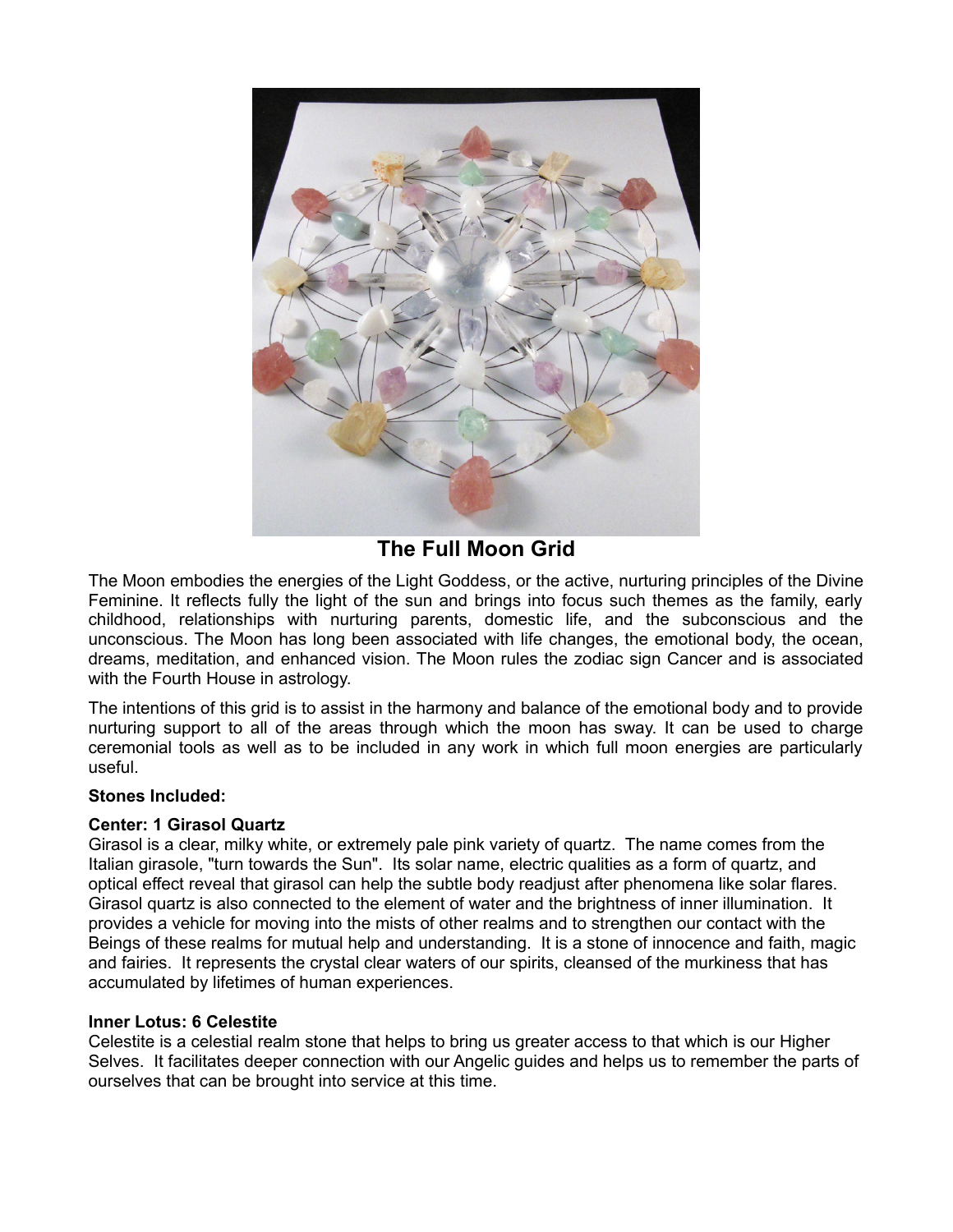## The Full Moon Grid

The Moon embodies the energies of the Light Goddess, or the active, nurturing principles of the Divine Feminine. It reflects fully the light of the sun and brings into focus such themes as the family, early childhood, relationships with nurturing parents, domestic life, and the subconscious and the unconscious. The Moon has long been associated with life changes, the emotional body, the ocean, dreams, meditation, and enhanced vision. The Moon rules the zodiac sign Cancer and is associated with the Fourth House in astrology.

The intentions of this grid is to assist in the harmony and balance of the emotional body and to provide nurturing support to all of the areas through which the moon has sway. It can be used to charge ceremonial tools as well as to be included in any work in which full moon energies are particularly useful.

**Stones Included:**

**Center: 1 Girasol Quartz**
Girasol is a clear, milky white, or extremely pale pink variety of quartz. The name comes from the Italian girasole, "turn towards the Sun". Its solar name, electric qualities as a form of quartz, and optical effect reveal that girasol can help the subtle body readjust after phenomena like solar flares. Girasol quartz is also connected to the element of water and the brightness of inner illumination. It provides a vehicle for moving into the mists of other realms and to strengthen our contact with the Beings of these realms for mutual help and understanding. It is a stone of innocence and faith, magic and fairies. It represents the crystal clear waters of our spirits, cleansed of the murkiness that has accumulated by lifetimes of human experiences.

**Inner Lotus: 6 Celestite**
Celestite is a celestial realm stone that helps to bring us greater access to that which is our Higher Selves. It facilitates deeper connection with our Angelic guides and helps us to remember the parts of ourselves that can be brought into service at this time.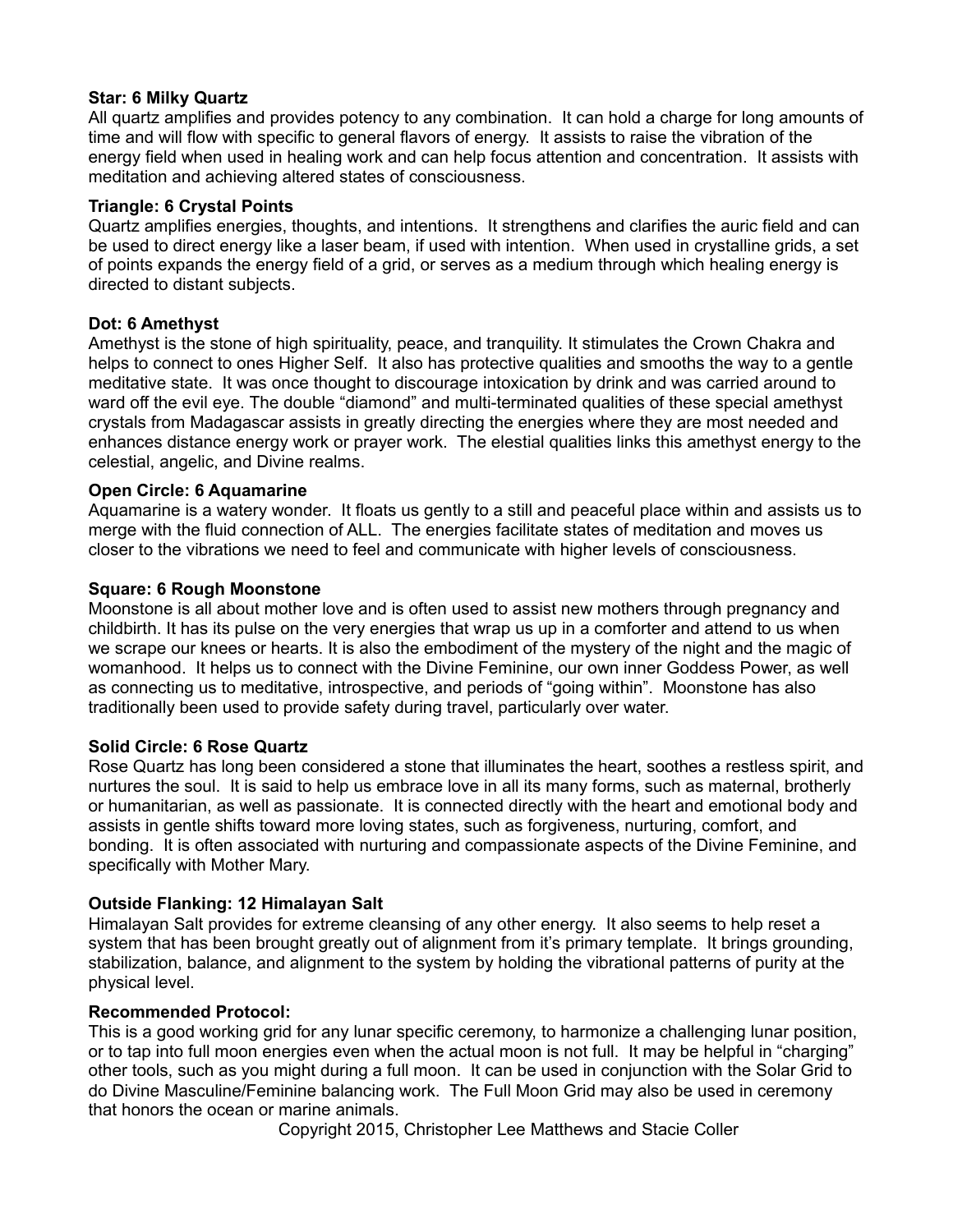**Star: 6 Milky Quartz**
All quartz amplifies and provides potency to any combination. It can hold a charge for long amounts of time and will flow with specific to general flavors of energy. It assists to raise the vibration of the energy field when used in healing work and can help focus attention and concentration. It assists with meditation and achieving altered states of consciousness.

**Triangle: 6 Crystal Points**
Quartz amplifies energies, thoughts, and intentions. It strengthens and clarifies the auric field and can be used to direct energy like a laser beam, if used with intention. When used in crystalline grids, a set of points expands the energy field of a grid, or serves as a medium through which healing energy is directed to distant subjects.

**Dot: 6 Amethyst**
Amethyst is the stone of high spirituality, peace, and tranquility. It stimulates the Crown Chakra and helps to connect to ones Higher Self. It also has protective qualities and smooths the way to a gentle meditative state. It was once thought to discourage intoxication by drink and was carried around to ward off the evil eye. The double "diamond" and multi-terminated qualities of these special amethyst crystals from Madagascar assists in greatly directing the energies where they are most needed and enhances distance energy work or prayer work. The elestial qualities links this amethyst energy to the celestial, angelic, and Divine realms.

**Open Circle: 6 Aquamarine**
Aquamarine is a watery wonder. It floats us gently to a still and peaceful place within and assists us to merge with the fluid connection of ALL. The energies facilitate states of meditation and moves us closer to the vibrations we need to feel and communicate with higher levels of consciousness.

**Square: 6 Rough Moonstone**
Moonstone is all about mother love and is often used to assist new mothers through pregnancy and childbirth. It has its pulse on the very energies that wrap us up in a comforter and attend to us when we scrape our knees or hearts. It is also the embodiment of the mystery of the night and the magic of womanhood. It helps us to connect with the Divine Feminine, our own inner Goddess Power, as well as connecting us to meditative, introspective, and periods of "going within". Moonstone has also traditionally been used to provide safety during travel, particularly over water.

**Solid Circle: 6 Rose Quartz**
Rose Quartz has long been considered a stone that illuminates the heart, soothes a restless spirit, and nurtures the soul. It is said to help us embrace love in all its many forms, such as maternal, brotherly or humanitarian, as well as passionate. It is connected directly with the heart and emotional body and assists in gentle shifts toward more loving states, such as forgiveness, nurturing, comfort, and bonding. It is often associated with nurturing and compassionate aspects of the Divine Feminine, and specifically with Mother Mary.

**Outside Flanking: 12 Himalayan Salt**
Himalayan Salt provides for extreme cleansing of any other energy. It also seems to help reset a system that has been brought greatly out of alignment from it's primary template. It brings grounding, stabilization, balance, and alignment to the system by holding the vibrational patterns of purity at the physical level.

**Recommended Protocol:**
This is a good working grid for any lunar specific ceremony, to harmonize a challenging lunar position, or to tap into full moon energies even when the actual moon is not full. It may be helpful in "charging" other tools, such as you might during a full moon. It can be used in conjunction with the Solar Grid to do Divine Masculine/Feminine balancing work. The Full Moon Grid may also be used in ceremony that honors the ocean or marine animals.

Copyright 2015, Christopher Lee Matthews and Stacie Coller